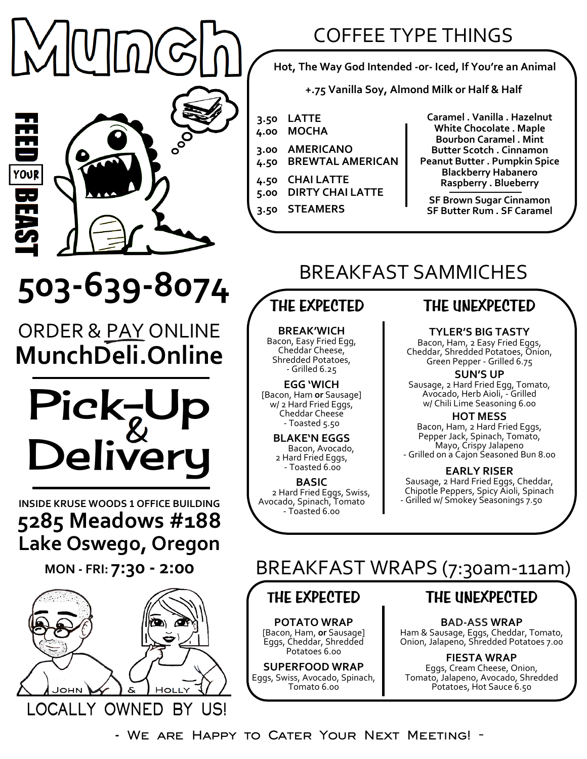# Munch

FEED YOUR BEAST

## 503-639-8074

ORDER & PAY ONLINE
**MunchDeli.Online**

# Pick-Up & Delivery

**INSIDE KRUSE WOODS 1 OFFICE BUILDING**
**5285 Meadows #188**
**Lake Oswego, Oregon**

**MON - FRI: 7:30 - 2:00**

JOHN & HOLLY

LOCALLY OWNED BY US!

## COFFEE TYPE THINGS

**Hot, The Way God Intended -or- Iced, If You're an Animal**

**+.75 Vanilla Soy, Almond Milk or Half & Half**

- 3.50 **LATTE**
- 4.00 **MOCHA**
- 3.00 **AMERICANO**
- 4.50 **BREWTAL AMERICAN**
- 4.50 **CHAI LATTE**
- 5.00 **DIRTY CHAI LATTE**
- 3.50 **STEAMERS**

**Caramel . Vanilla . Hazelnut**
**White Chocolate . Maple**
**Bourbon Caramel . Mint**
**Butter Scotch . Cinnamon**
**Peanut Butter . Pumpkin Spice**
**Blackberry Habanero**
**Raspberry . Blueberry**

**SF Brown Sugar Cinnamon**
**SF Butter Rum . SF Caramel**

## BREAKFAST SAMMICHES

### THE EXPECTED

**BREAK'WICH**
Bacon, Easy Fried Egg, Cheddar Cheese, Shredded Potatoes, - Grilled 6.25

**EGG 'WICH**
[Bacon, Ham **or** Sausage] w/ 2 Hard Fried Eggs, Cheddar Cheese - Toasted 5.50

**BLAKE'N EGGS**
Bacon, Avocado, 2 Hard Fried Eggs, - Toasted 6.00

**BASIC**
2 Hard Fried Eggs, Swiss, Avocado, Spinach, Tomato - Toasted 6.00

### THE UNEXPECTED

**TYLER'S BIG TASTY**
Bacon, Ham, 2 Easy Fried Eggs, Cheddar, Shredded Potatoes, Onion, Green Pepper - Grilled 6.75

**SUN'S UP**
Sausage, 2 Hard Fried Egg, Tomato, Avocado, Herb Aioli, - Grilled w/ Chili Lime Seasoning 6.00

**HOT MESS**
Bacon, Ham, 2 Hard Fried Eggs, Pepper Jack, Spinach, Tomato, Mayo, Crispy Jalapeno - Grilled on a Cajon Seasoned Bun 8.00

**EARLY RISER**
Sausage, 2 Hard Fried Eggs, Cheddar, Chipotle Peppers, Spicy Aioli, Spinach - Grilled w/ Smokey Seasonings 7.50

## BREAKFAST WRAPS (7:30am-11am)

### THE EXPECTED

**POTATO WRAP**
[Bacon, Ham, **or** Sausage] Eggs, Cheddar, Shredded Potatoes 6.00

**SUPERFOOD WRAP**
Eggs, Swiss, Avocado, Spinach, Tomato 6.00

### THE UNEXPECTED

**BAD-ASS WRAP**
Ham & Sausage, Eggs, Cheddar, Tomato, Onion, Jalapeno, Shredded Potatoes 7.00

**FIESTA WRAP**
Eggs, Cream Cheese, Onion, Tomato, Jalapeno, Avocado, Shredded Potatoes, Hot Sauce 6.50

- We are Happy to Cater Your Next Meeting! -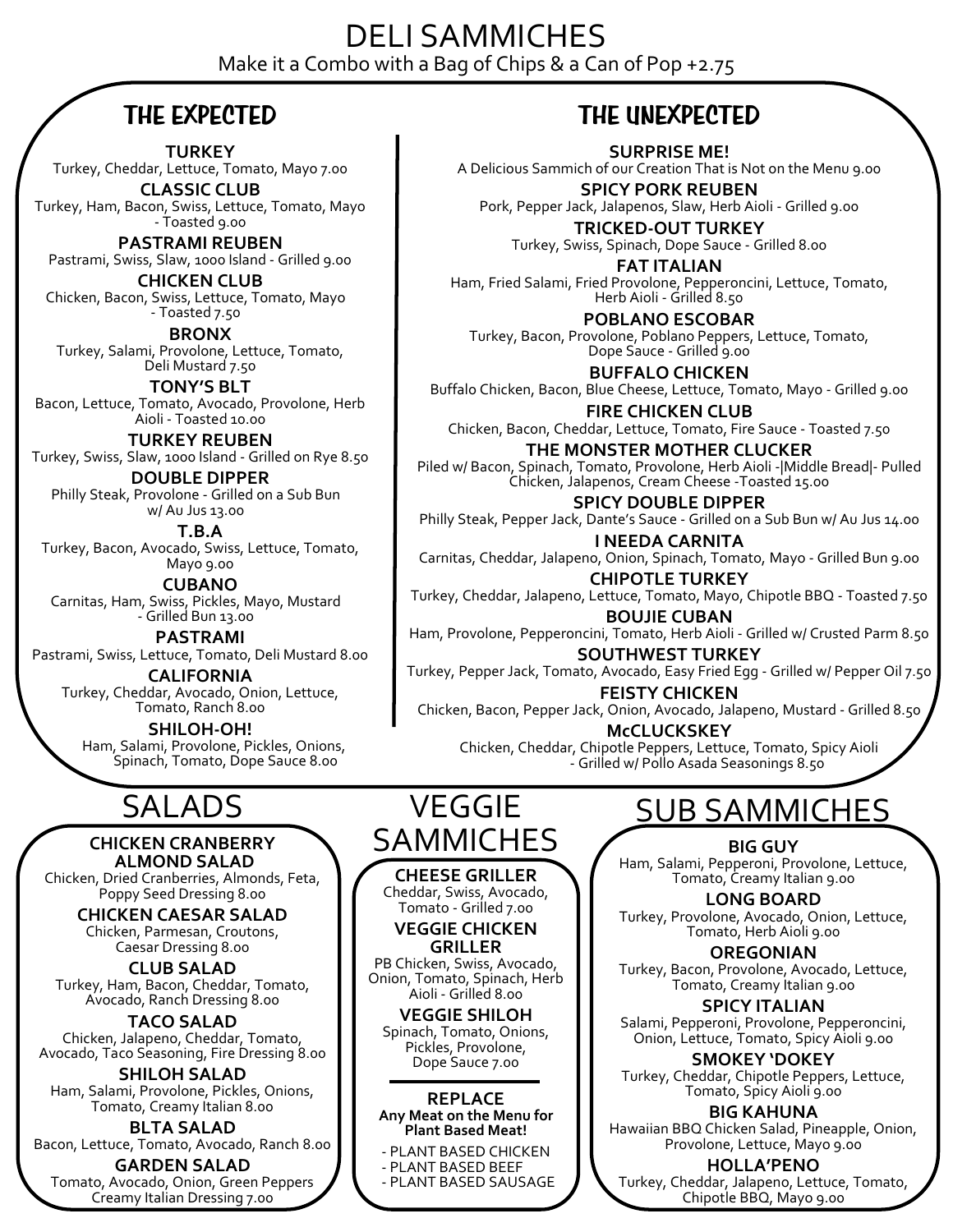# DELI SAMMICHES

Make it a Combo with a Bag of Chips & a Can of Pop +2.75

## THE EXPECTED

**TURKEY**
Turkey, Cheddar, Lettuce, Tomato, Mayo 7.00

**CLASSIC CLUB**
Turkey, Ham, Bacon, Swiss, Lettuce, Tomato, Mayo - Toasted 9.00

**PASTRAMI REUBEN**
Pastrami, Swiss, Slaw, 1000 Island - Grilled 9.00

**CHICKEN CLUB**
Chicken, Bacon, Swiss, Lettuce, Tomato, Mayo - Toasted 7.50

**BRONX**
Turkey, Salami, Provolone, Lettuce, Tomato, Deli Mustard 7.50

**TONY'S BLT**
Bacon, Lettuce, Tomato, Avocado, Provolone, Herb Aioli - Toasted 10.00

**TURKEY REUBEN**
Turkey, Swiss, Slaw, 1000 Island - Grilled on Rye 8.50

**DOUBLE DIPPER**
Philly Steak, Provolone - Grilled on a Sub Bun w/ Au Jus 13.00

**T.B.A**
Turkey, Bacon, Avocado, Swiss, Lettuce, Tomato, Mayo 9.00

**CUBANO**
Carnitas, Ham, Swiss, Pickles, Mayo, Mustard - Grilled Bun 13.00

**PASTRAMI**
Pastrami, Swiss, Lettuce, Tomato, Deli Mustard 8.00

**CALIFORNIA**
Turkey, Cheddar, Avocado, Onion, Lettuce, Tomato, Ranch 8.00

**SHILOH-OH!**
Ham, Salami, Provolone, Pickles, Onions, Spinach, Tomato, Dope Sauce 8.00

## THE UNEXPECTED

**SURPRISE ME!**
A Delicious Sammich of our Creation That is Not on the Menu 9.00

**SPICY PORK REUBEN**
Pork, Pepper Jack, Jalapenos, Slaw, Herb Aioli - Grilled 9.00

**TRICKED-OUT TURKEY**
Turkey, Swiss, Spinach, Dope Sauce - Grilled 8.00

**FAT ITALIAN**
Ham, Fried Salami, Fried Provolone, Pepperoncini, Lettuce, Tomato, Herb Aioli - Grilled 8.50

**POBLANO ESCOBAR**
Turkey, Bacon, Provolone, Poblano Peppers, Lettuce, Tomato, Dope Sauce - Grilled 9.00

**BUFFALO CHICKEN**
Buffalo Chicken, Bacon, Blue Cheese, Lettuce, Tomato, Mayo - Grilled 9.00

**FIRE CHICKEN CLUB**
Chicken, Bacon, Cheddar, Lettuce, Tomato, Fire Sauce - Toasted 7.50

**THE MONSTER MOTHER CLUCKER**
Piled w/ Bacon, Spinach, Tomato, Provolone, Herb Aioli -|Middle Bread|- Pulled Chicken, Jalapenos, Cream Cheese -Toasted 15.00

**SPICY DOUBLE DIPPER**
Philly Steak, Pepper Jack, Dante's Sauce - Grilled on a Sub Bun w/ Au Jus 14.00

**I NEEDA CARNITA**
Carnitas, Cheddar, Jalapeno, Onion, Spinach, Tomato, Mayo - Grilled Bun 9.00

**CHIPOTLE TURKEY**
Turkey, Cheddar, Jalapeno, Lettuce, Tomato, Mayo, Chipotle BBQ - Toasted 7.50

**BOUJIE CUBAN**
Ham, Provolone, Pepperoncini, Tomato, Herb Aioli - Grilled w/ Crusted Parm 8.50

**SOUTHWEST TURKEY**
Turkey, Pepper Jack, Tomato, Avocado, Easy Fried Egg - Grilled w/ Pepper Oil 7.50

**FEISTY CHICKEN**
Chicken, Bacon, Pepper Jack, Onion, Avocado, Jalapeno, Mustard - Grilled 8.50

**McCLUCKSKEY**
Chicken, Cheddar, Chipotle Peppers, Lettuce, Tomato, Spicy Aioli - Grilled w/ Pollo Asada Seasonings 8.50

# SALADS

**CHICKEN CRANBERRY ALMOND SALAD**
Chicken, Dried Cranberries, Almonds, Feta, Poppy Seed Dressing 8.00

**CHICKEN CAESAR SALAD**
Chicken, Parmesan, Croutons, Caesar Dressing 8.00

**CLUB SALAD**
Turkey, Ham, Bacon, Cheddar, Tomato, Avocado, Ranch Dressing 8.00

**TACO SALAD**
Chicken, Jalapeno, Cheddar, Tomato, Avocado, Taco Seasoning, Fire Dressing 8.00

**SHILOH SALAD**
Ham, Salami, Provolone, Pickles, Onions, Tomato, Creamy Italian 8.00

**BLTA SALAD**
Bacon, Lettuce, Tomato, Avocado, Ranch 8.00

**GARDEN SALAD**
Tomato, Avocado, Onion, Green Peppers Creamy Italian Dressing 7.00

# VEGGIE SAMMICHES

**CHEESE GRILLER**
Cheddar, Swiss, Avocado, Tomato - Grilled 7.00

**VEGGIE CHICKEN GRILLER**
PB Chicken, Swiss, Avocado, Onion, Tomato, Spinach, Herb Aioli - Grilled 8.00

**VEGGIE SHILOH**
Spinach, Tomato, Onions, Pickles, Provolone, Dope Sauce 7.00

**REPLACE**
**Any Meat on the Menu for Plant Based Meat!**

- PLANT BASED CHICKEN
- PLANT BASED BEEF
- PLANT BASED SAUSAGE

# SUB SAMMICHES

**BIG GUY**
Ham, Salami, Pepperoni, Provolone, Lettuce, Tomato, Creamy Italian 9.00

**LONG BOARD**
Turkey, Provolone, Avocado, Onion, Lettuce, Tomato, Herb Aioli 9.00

**OREGONIAN**
Turkey, Bacon, Provolone, Avocado, Lettuce, Tomato, Creamy Italian 9.00

**SPICY ITALIAN**
Salami, Pepperoni, Provolone, Pepperoncini, Onion, Lettuce, Tomato, Spicy Aioli 9.00

**SMOKEY 'DOKEY**
Turkey, Cheddar, Chipotle Peppers, Lettuce, Tomato, Spicy Aioli 9.00

**BIG KAHUNA**
Hawaiian BBQ Chicken Salad, Pineapple, Onion, Provolone, Lettuce, Mayo 9.00

**HOLLA'PENO**
Turkey, Cheddar, Jalapeno, Lettuce, Tomato, Chipotle BBQ, Mayo 9.00